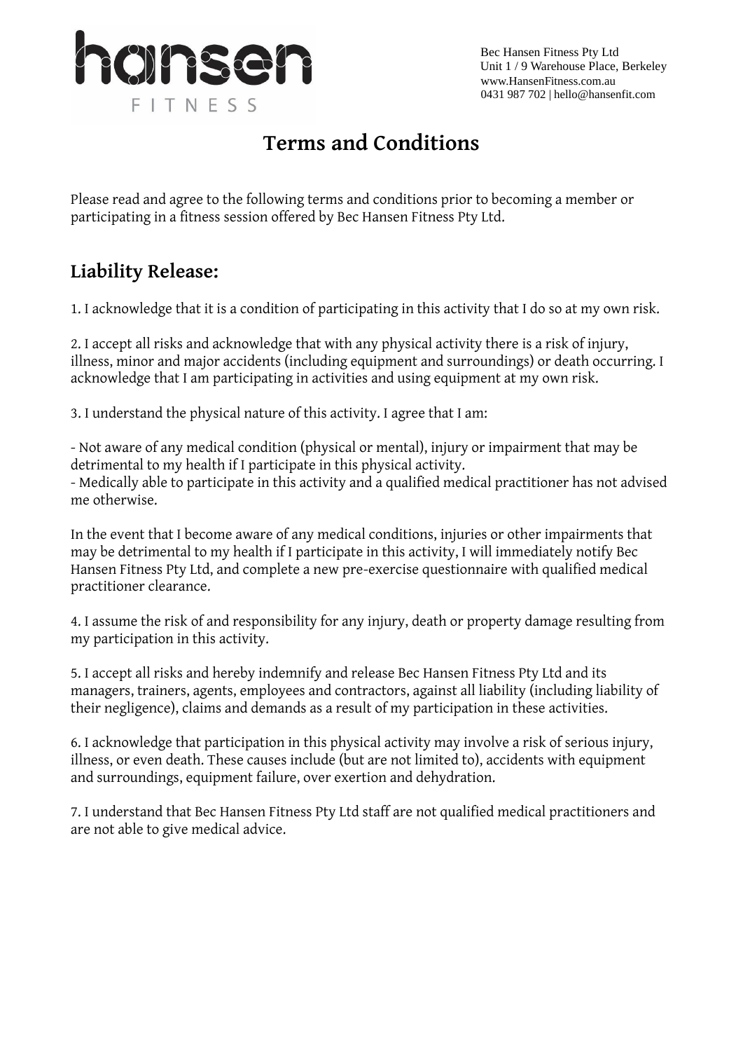hansen FITNESS

Bec Hansen Fitness Pty Ltd
Unit 1 / 9 Warehouse Place, Berkeley
www.HansenFitness.com.au
0431 987 702 | hello@hansenfit.com

# Terms and Conditions

Please read and agree to the following terms and conditions prior to becoming a member or participating in a fitness session offered by Bec Hansen Fitness Pty Ltd.

## Liability Release:

1. I acknowledge that it is a condition of participating in this activity that I do so at my own risk.

2. I accept all risks and acknowledge that with any physical activity there is a risk of injury, illness, minor and major accidents (including equipment and surroundings) or death occurring. I acknowledge that I am participating in activities and using equipment at my own risk.

3. I understand the physical nature of this activity. I agree that I am:

- Not aware of any medical condition (physical or mental), injury or impairment that may be detrimental to my health if I participate in this physical activity.
- Medically able to participate in this activity and a qualified medical practitioner has not advised me otherwise.

In the event that I become aware of any medical conditions, injuries or other impairments that may be detrimental to my health if I participate in this activity, I will immediately notify Bec Hansen Fitness Pty Ltd, and complete a new pre-exercise questionnaire with qualified medical practitioner clearance.

4. I assume the risk of and responsibility for any injury, death or property damage resulting from my participation in this activity.

5. I accept all risks and hereby indemnify and release Bec Hansen Fitness Pty Ltd and its managers, trainers, agents, employees and contractors, against all liability (including liability of their negligence), claims and demands as a result of my participation in these activities.

6. I acknowledge that participation in this physical activity may involve a risk of serious injury, illness, or even death. These causes include (but are not limited to), accidents with equipment and surroundings, equipment failure, over exertion and dehydration.

7. I understand that Bec Hansen Fitness Pty Ltd staff are not qualified medical practitioners and are not able to give medical advice.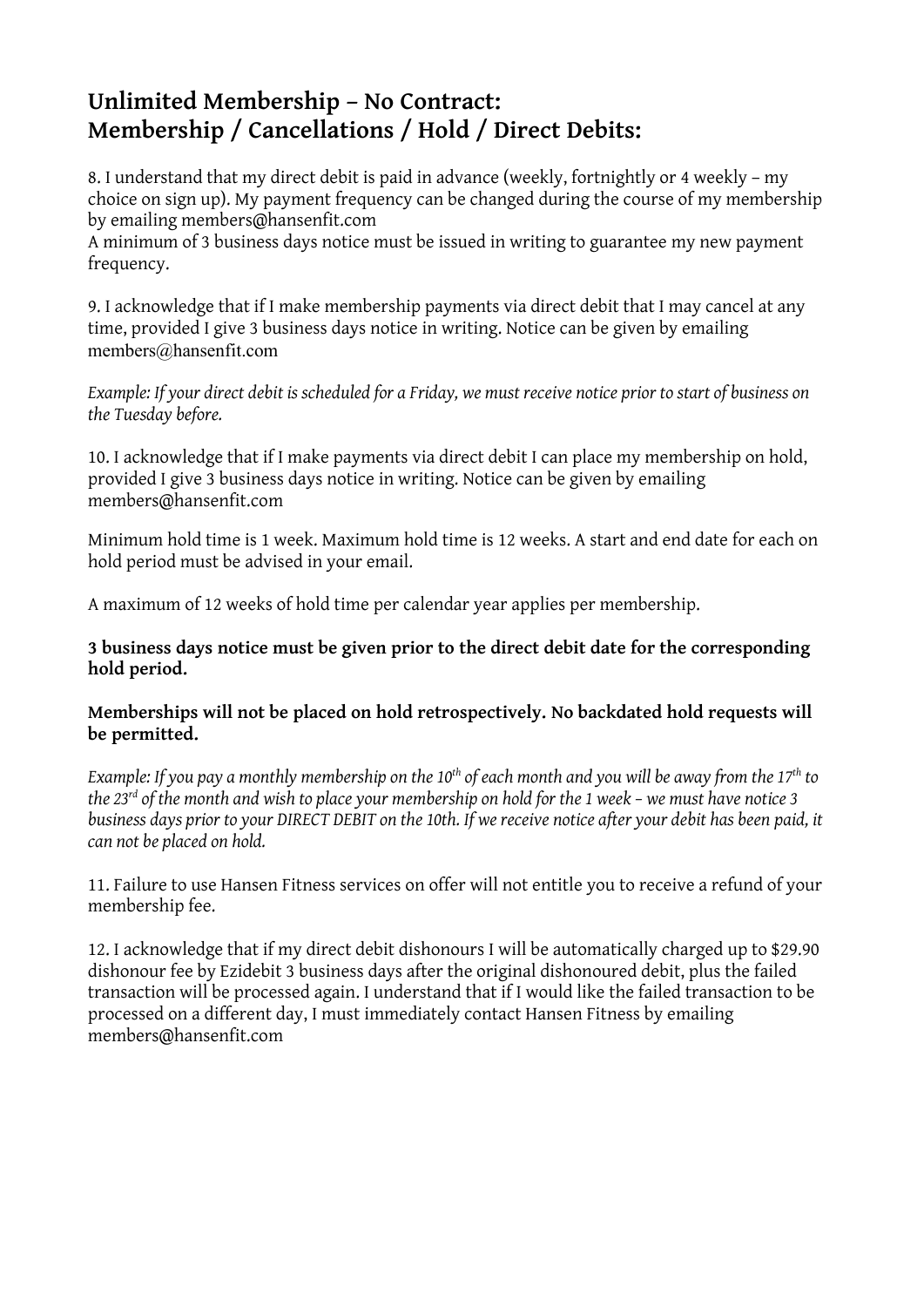# Unlimited Membership – No Contract:
# Membership / Cancellations / Hold / Direct Debits:

8. I understand that my direct debit is paid in advance (weekly, fortnightly or 4 weekly – my choice on sign up). My payment frequency can be changed during the course of my membership by emailing members@hansenfit.com
A minimum of 3 business days notice must be issued in writing to guarantee my new payment frequency.

9. I acknowledge that if I make membership payments via direct debit that I may cancel at any time, provided I give 3 business days notice in writing. Notice can be given by emailing members@hansenfit.com

*Example: If your direct debit is scheduled for a Friday, we must receive notice prior to start of business on the Tuesday before.*

10. I acknowledge that if I make payments via direct debit I can place my membership on hold, provided I give 3 business days notice in writing. Notice can be given by emailing members@hansenfit.com

Minimum hold time is 1 week. Maximum hold time is 12 weeks. A start and end date for each on hold period must be advised in your email.

A maximum of 12 weeks of hold time per calendar year applies per membership.

**3 business days notice must be given prior to the direct debit date for the corresponding hold period.**

**Memberships will not be placed on hold retrospectively. No backdated hold requests will be permitted.**

*Example: If you pay a monthly membership on the 10th of each month and you will be away from the 17th to the 23rd of the month and wish to place your membership on hold for the 1 week – we must have notice 3 business days prior to your DIRECT DEBIT on the 10th. If we receive notice after your debit has been paid, it can not be placed on hold.*

11. Failure to use Hansen Fitness services on offer will not entitle you to receive a refund of your membership fee.

12. I acknowledge that if my direct debit dishonours I will be automatically charged up to $29.90 dishonour fee by Ezidebit 3 business days after the original dishonoured debit, plus the failed transaction will be processed again. I understand that if I would like the failed transaction to be processed on a different day, I must immediately contact Hansen Fitness by emailing members@hansenfit.com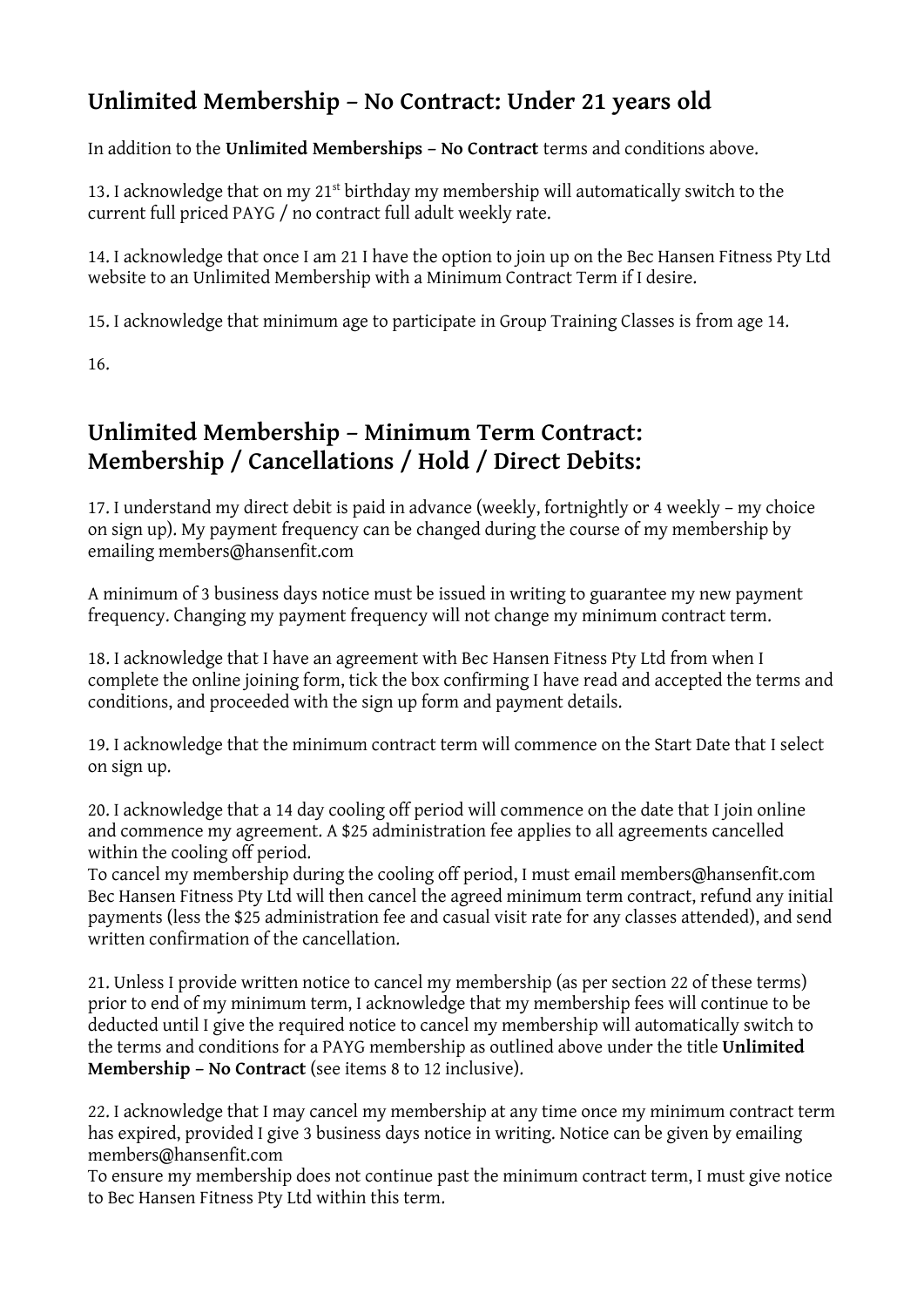## Unlimited Membership – No Contract: Under 21 years old

In addition to the **Unlimited Memberships – No Contract** terms and conditions above.

13. I acknowledge that on my 21st birthday my membership will automatically switch to the current full priced PAYG / no contract full adult weekly rate.

14. I acknowledge that once I am 21 I have the option to join up on the Bec Hansen Fitness Pty Ltd website to an Unlimited Membership with a Minimum Contract Term if I desire.

15. I acknowledge that minimum age to participate in Group Training Classes is from age 14.

16.

## Unlimited Membership – Minimum Term Contract: Membership / Cancellations / Hold / Direct Debits:

17. I understand my direct debit is paid in advance (weekly, fortnightly or 4 weekly – my choice on sign up). My payment frequency can be changed during the course of my membership by emailing members@hansenfit.com

A minimum of 3 business days notice must be issued in writing to guarantee my new payment frequency. Changing my payment frequency will not change my minimum contract term.

18. I acknowledge that I have an agreement with Bec Hansen Fitness Pty Ltd from when I complete the online joining form, tick the box confirming I have read and accepted the terms and conditions, and proceeded with the sign up form and payment details.

19. I acknowledge that the minimum contract term will commence on the Start Date that I select on sign up.

20. I acknowledge that a 14 day cooling off period will commence on the date that I join online and commence my agreement. A $25 administration fee applies to all agreements cancelled within the cooling off period.
To cancel my membership during the cooling off period, I must email members@hansenfit.com Bec Hansen Fitness Pty Ltd will then cancel the agreed minimum term contract, refund any initial payments (less the $25 administration fee and casual visit rate for any classes attended), and send written confirmation of the cancellation.

21. Unless I provide written notice to cancel my membership (as per section 22 of these terms) prior to end of my minimum term, I acknowledge that my membership fees will continue to be deducted until I give the required notice to cancel my membership will automatically switch to the terms and conditions for a PAYG membership as outlined above under the title **Unlimited Membership – No Contract** (see items 8 to 12 inclusive).

22. I acknowledge that I may cancel my membership at any time once my minimum contract term has expired, provided I give 3 business days notice in writing. Notice can be given by emailing members@hansenfit.com
To ensure my membership does not continue past the minimum contract term, I must give notice to Bec Hansen Fitness Pty Ltd within this term.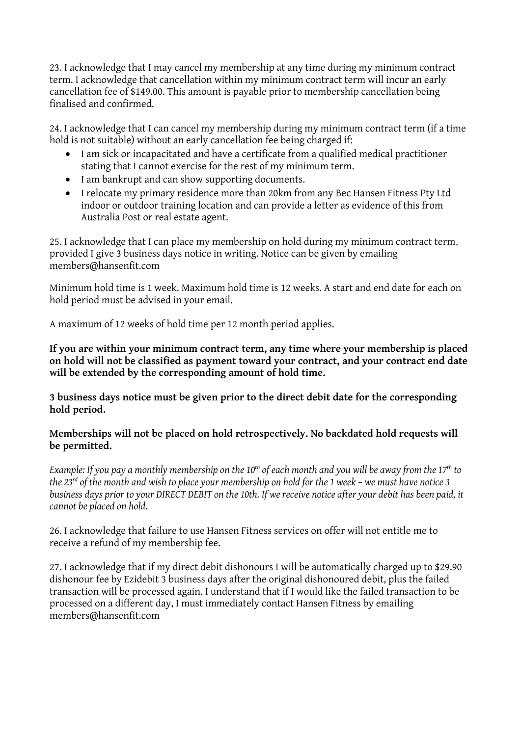23. I acknowledge that I may cancel my membership at any time during my minimum contract term. I acknowledge that cancellation within my minimum contract term will incur an early cancellation fee of $149.00. This amount is payable prior to membership cancellation being finalised and confirmed.

24. I acknowledge that I can cancel my membership during my minimum contract term (if a time hold is not suitable) without an early cancellation fee being charged if:

- I am sick or incapacitated and have a certificate from a qualified medical practitioner stating that I cannot exercise for the rest of my minimum term.
- I am bankrupt and can show supporting documents.
- I relocate my primary residence more than 20km from any Bec Hansen Fitness Pty Ltd indoor or outdoor training location and can provide a letter as evidence of this from Australia Post or real estate agent.

25. I acknowledge that I can place my membership on hold during my minimum contract term, provided I give 3 business days notice in writing. Notice can be given by emailing members@hansenfit.com

Minimum hold time is 1 week. Maximum hold time is 12 weeks. A start and end date for each on hold period must be advised in your email.

A maximum of 12 weeks of hold time per 12 month period applies.

**If you are within your minimum contract term, any time where your membership is placed on hold will not be classified as payment toward your contract, and your contract end date will be extended by the corresponding amount of hold time.**

**3 business days notice must be given prior to the direct debit date for the corresponding hold period.**

**Memberships will not be placed on hold retrospectively. No backdated hold requests will be permitted.**

*Example: If you pay a monthly membership on the 10th of each month and you will be away from the 17th to the 23rd of the month and wish to place your membership on hold for the 1 week – we must have notice 3 business days prior to your DIRECT DEBIT on the 10th. If we receive notice after your debit has been paid, it cannot be placed on hold.*

26. I acknowledge that failure to use Hansen Fitness services on offer will not entitle me to receive a refund of my membership fee.

27. I acknowledge that if my direct debit dishonours I will be automatically charged up to $29.90 dishonour fee by Ezidebit 3 business days after the original dishonoured debit, plus the failed transaction will be processed again. I understand that if I would like the failed transaction to be processed on a different day, I must immediately contact Hansen Fitness by emailing members@hansenfit.com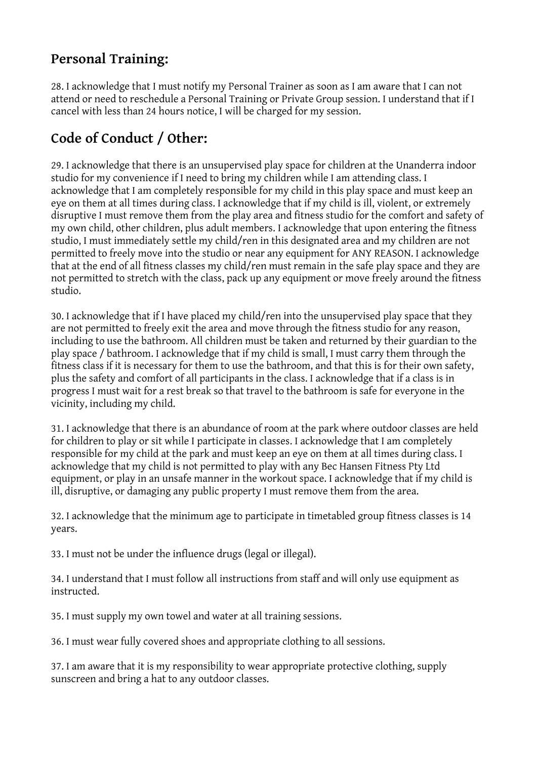## Personal Training:

28. I acknowledge that I must notify my Personal Trainer as soon as I am aware that I can not attend or need to reschedule a Personal Training or Private Group session. I understand that if I cancel with less than 24 hours notice, I will be charged for my session.

## Code of Conduct / Other:

29. I acknowledge that there is an unsupervised play space for children at the Unanderra indoor studio for my convenience if I need to bring my children while I am attending class. I acknowledge that I am completely responsible for my child in this play space and must keep an eye on them at all times during class. I acknowledge that if my child is ill, violent, or extremely disruptive I must remove them from the play area and fitness studio for the comfort and safety of my own child, other children, plus adult members. I acknowledge that upon entering the fitness studio, I must immediately settle my child/ren in this designated area and my children are not permitted to freely move into the studio or near any equipment for ANY REASON. I acknowledge that at the end of all fitness classes my child/ren must remain in the safe play space and they are not permitted to stretch with the class, pack up any equipment or move freely around the fitness studio.

30. I acknowledge that if I have placed my child/ren into the unsupervised play space that they are not permitted to freely exit the area and move through the fitness studio for any reason, including to use the bathroom. All children must be taken and returned by their guardian to the play space / bathroom. I acknowledge that if my child is small, I must carry them through the fitness class if it is necessary for them to use the bathroom, and that this is for their own safety, plus the safety and comfort of all participants in the class. I acknowledge that if a class is in progress I must wait for a rest break so that travel to the bathroom is safe for everyone in the vicinity, including my child.

31. I acknowledge that there is an abundance of room at the park where outdoor classes are held for children to play or sit while I participate in classes. I acknowledge that I am completely responsible for my child at the park and must keep an eye on them at all times during class. I acknowledge that my child is not permitted to play with any Bec Hansen Fitness Pty Ltd equipment, or play in an unsafe manner in the workout space. I acknowledge that if my child is ill, disruptive, or damaging any public property I must remove them from the area.

32. I acknowledge that the minimum age to participate in timetabled group fitness classes is 14 years.

33. I must not be under the influence drugs (legal or illegal).

34. I understand that I must follow all instructions from staff and will only use equipment as instructed.

35. I must supply my own towel and water at all training sessions.

36. I must wear fully covered shoes and appropriate clothing to all sessions.

37. I am aware that it is my responsibility to wear appropriate protective clothing, supply sunscreen and bring a hat to any outdoor classes.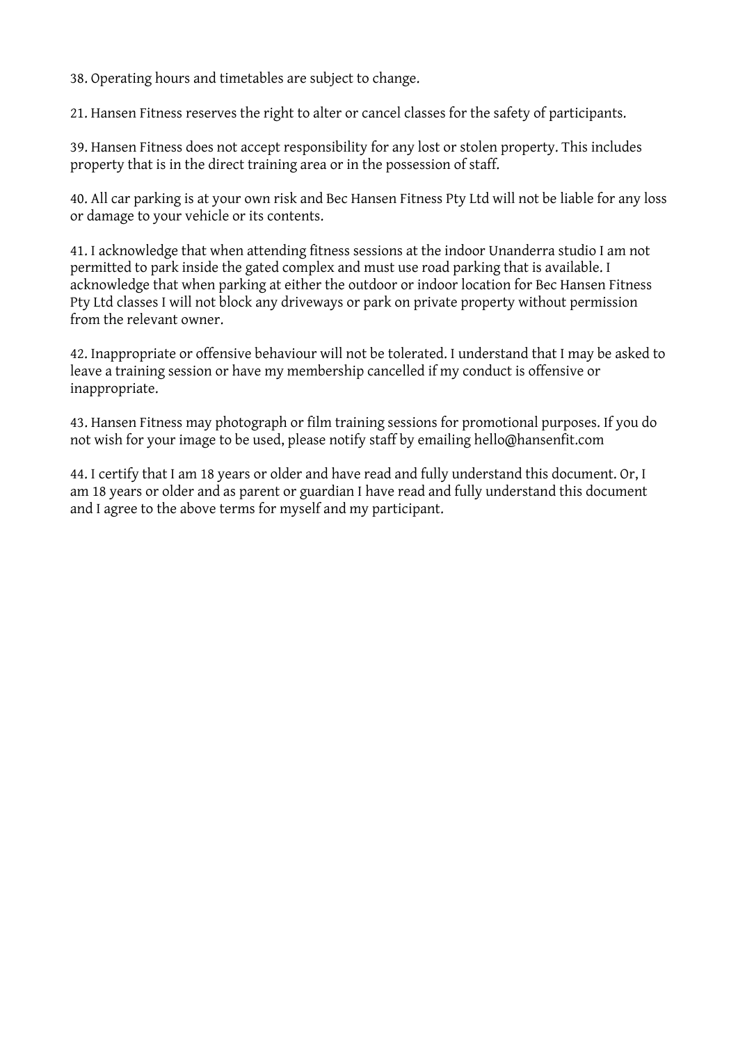38. Operating hours and timetables are subject to change.

21. Hansen Fitness reserves the right to alter or cancel classes for the safety of participants.

39. Hansen Fitness does not accept responsibility for any lost or stolen property. This includes property that is in the direct training area or in the possession of staff.

40. All car parking is at your own risk and Bec Hansen Fitness Pty Ltd will not be liable for any loss or damage to your vehicle or its contents.

41. I acknowledge that when attending fitness sessions at the indoor Unanderra studio I am not permitted to park inside the gated complex and must use road parking that is available. I acknowledge that when parking at either the outdoor or indoor location for Bec Hansen Fitness Pty Ltd classes I will not block any driveways or park on private property without permission from the relevant owner.

42. Inappropriate or offensive behaviour will not be tolerated. I understand that I may be asked to leave a training session or have my membership cancelled if my conduct is offensive or inappropriate.

43. Hansen Fitness may photograph or film training sessions for promotional purposes. If you do not wish for your image to be used, please notify staff by emailing hello@hansenfit.com

44. I certify that I am 18 years or older and have read and fully understand this document. Or, I am 18 years or older and as parent or guardian I have read and fully understand this document and I agree to the above terms for myself and my participant.